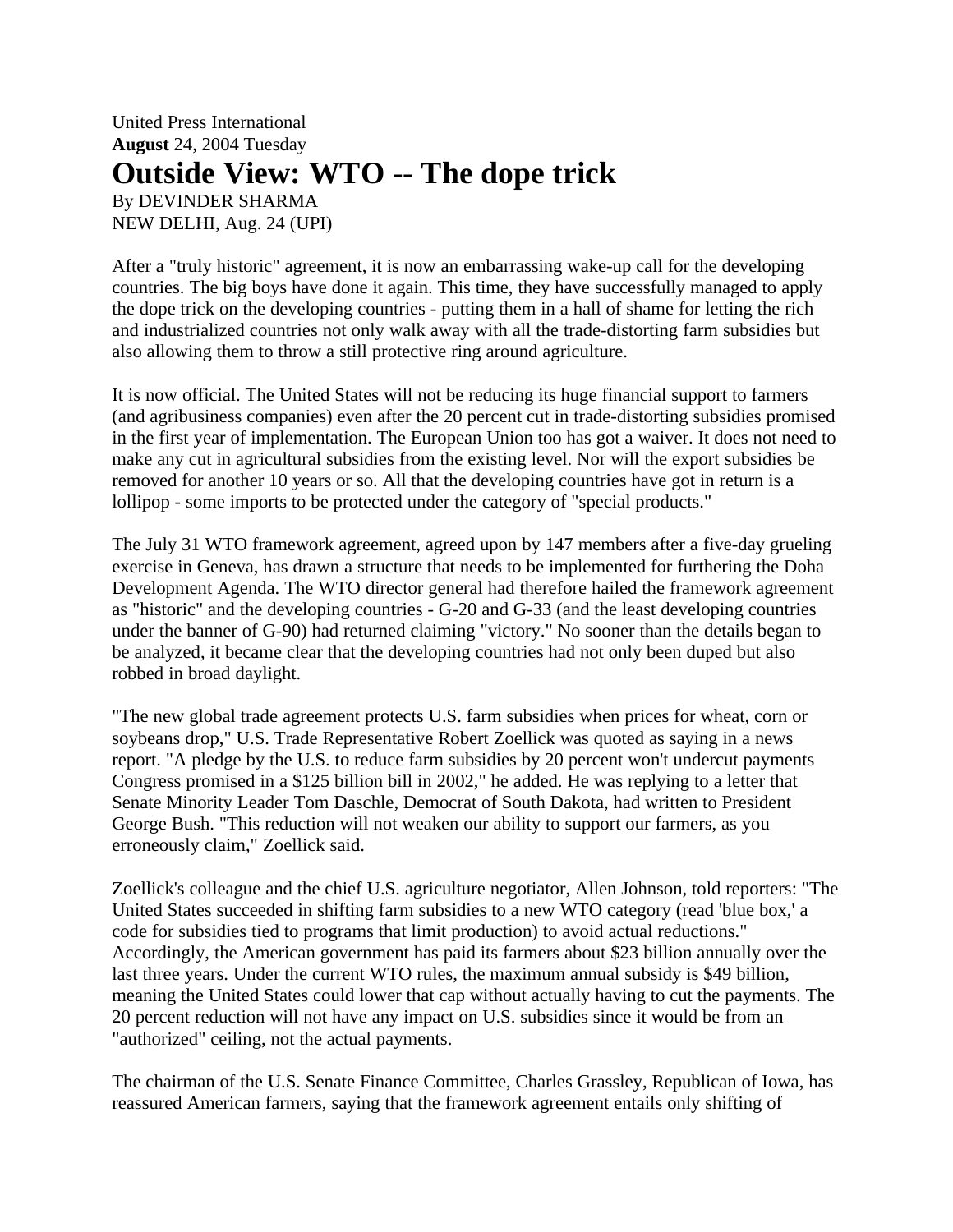United Press International
**August** 24, 2004 Tuesday

# Outside View: WTO -- The dope trick

By DEVINDER SHARMA
NEW DELHI, Aug. 24 (UPI)

After a "truly historic" agreement, it is now an embarrassing wake-up call for the developing countries. The big boys have done it again. This time, they have successfully managed to apply the dope trick on the developing countries - putting them in a hall of shame for letting the rich and industrialized countries not only walk away with all the trade-distorting farm subsidies but also allowing them to throw a still protective ring around agriculture.

It is now official. The United States will not be reducing its huge financial support to farmers (and agribusiness companies) even after the 20 percent cut in trade-distorting subsidies promised in the first year of implementation. The European Union too has got a waiver. It does not need to make any cut in agricultural subsidies from the existing level. Nor will the export subsidies be removed for another 10 years or so. All that the developing countries have got in return is a lollipop - some imports to be protected under the category of "special products."

The July 31 WTO framework agreement, agreed upon by 147 members after a five-day grueling exercise in Geneva, has drawn a structure that needs to be implemented for furthering the Doha Development Agenda. The WTO director general had therefore hailed the framework agreement as "historic" and the developing countries - G-20 and G-33 (and the least developing countries under the banner of G-90) had returned claiming "victory." No sooner than the details began to be analyzed, it became clear that the developing countries had not only been duped but also robbed in broad daylight.

"The new global trade agreement protects U.S. farm subsidies when prices for wheat, corn or soybeans drop," U.S. Trade Representative Robert Zoellick was quoted as saying in a news report. "A pledge by the U.S. to reduce farm subsidies by 20 percent won't undercut payments Congress promised in a $125 billion bill in 2002," he added. He was replying to a letter that Senate Minority Leader Tom Daschle, Democrat of South Dakota, had written to President George Bush. "This reduction will not weaken our ability to support our farmers, as you erroneously claim," Zoellick said.

Zoellick's colleague and the chief U.S. agriculture negotiator, Allen Johnson, told reporters: "The United States succeeded in shifting farm subsidies to a new WTO category (read 'blue box,' a code for subsidies tied to programs that limit production) to avoid actual reductions." Accordingly, the American government has paid its farmers about $23 billion annually over the last three years. Under the current WTO rules, the maximum annual subsidy is $49 billion, meaning the United States could lower that cap without actually having to cut the payments. The 20 percent reduction will not have any impact on U.S. subsidies since it would be from an "authorized" ceiling, not the actual payments.

The chairman of the U.S. Senate Finance Committee, Charles Grassley, Republican of Iowa, has reassured American farmers, saying that the framework agreement entails only shifting of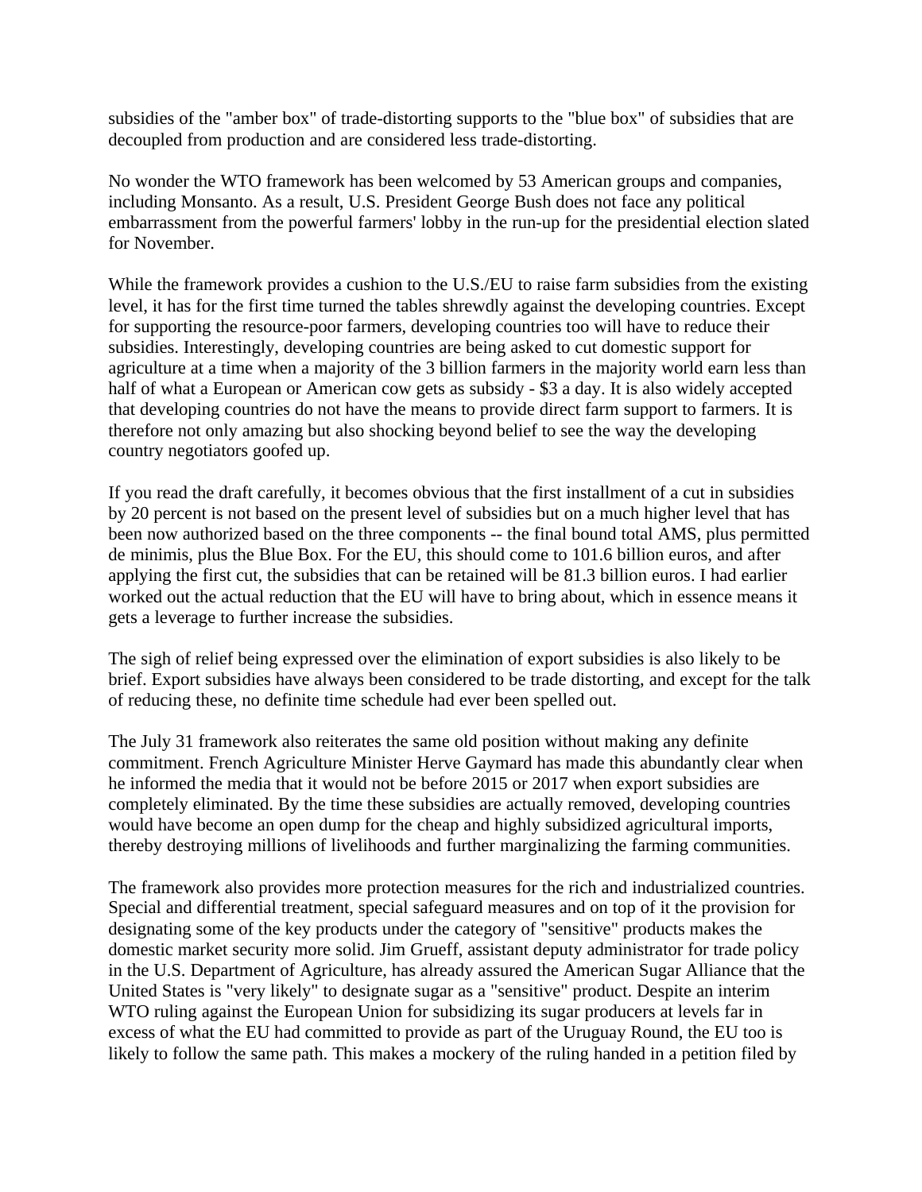subsidies of the "amber box" of trade-distorting supports to the "blue box" of subsidies that are decoupled from production and are considered less trade-distorting.

No wonder the WTO framework has been welcomed by 53 American groups and companies, including Monsanto. As a result, U.S. President George Bush does not face any political embarrassment from the powerful farmers' lobby in the run-up for the presidential election slated for November.

While the framework provides a cushion to the U.S./EU to raise farm subsidies from the existing level, it has for the first time turned the tables shrewdly against the developing countries. Except for supporting the resource-poor farmers, developing countries too will have to reduce their subsidies. Interestingly, developing countries are being asked to cut domestic support for agriculture at a time when a majority of the 3 billion farmers in the majority world earn less than half of what a European or American cow gets as subsidy - $3 a day. It is also widely accepted that developing countries do not have the means to provide direct farm support to farmers. It is therefore not only amazing but also shocking beyond belief to see the way the developing country negotiators goofed up.

If you read the draft carefully, it becomes obvious that the first installment of a cut in subsidies by 20 percent is not based on the present level of subsidies but on a much higher level that has been now authorized based on the three components -- the final bound total AMS, plus permitted de minimis, plus the Blue Box. For the EU, this should come to 101.6 billion euros, and after applying the first cut, the subsidies that can be retained will be 81.3 billion euros. I had earlier worked out the actual reduction that the EU will have to bring about, which in essence means it gets a leverage to further increase the subsidies.

The sigh of relief being expressed over the elimination of export subsidies is also likely to be brief. Export subsidies have always been considered to be trade distorting, and except for the talk of reducing these, no definite time schedule had ever been spelled out.

The July 31 framework also reiterates the same old position without making any definite commitment. French Agriculture Minister Herve Gaymard has made this abundantly clear when he informed the media that it would not be before 2015 or 2017 when export subsidies are completely eliminated. By the time these subsidies are actually removed, developing countries would have become an open dump for the cheap and highly subsidized agricultural imports, thereby destroying millions of livelihoods and further marginalizing the farming communities.

The framework also provides more protection measures for the rich and industrialized countries. Special and differential treatment, special safeguard measures and on top of it the provision for designating some of the key products under the category of "sensitive" products makes the domestic market security more solid. Jim Grueff, assistant deputy administrator for trade policy in the U.S. Department of Agriculture, has already assured the American Sugar Alliance that the United States is "very likely" to designate sugar as a "sensitive" product. Despite an interim WTO ruling against the European Union for subsidizing its sugar producers at levels far in excess of what the EU had committed to provide as part of the Uruguay Round, the EU too is likely to follow the same path. This makes a mockery of the ruling handed in a petition filed by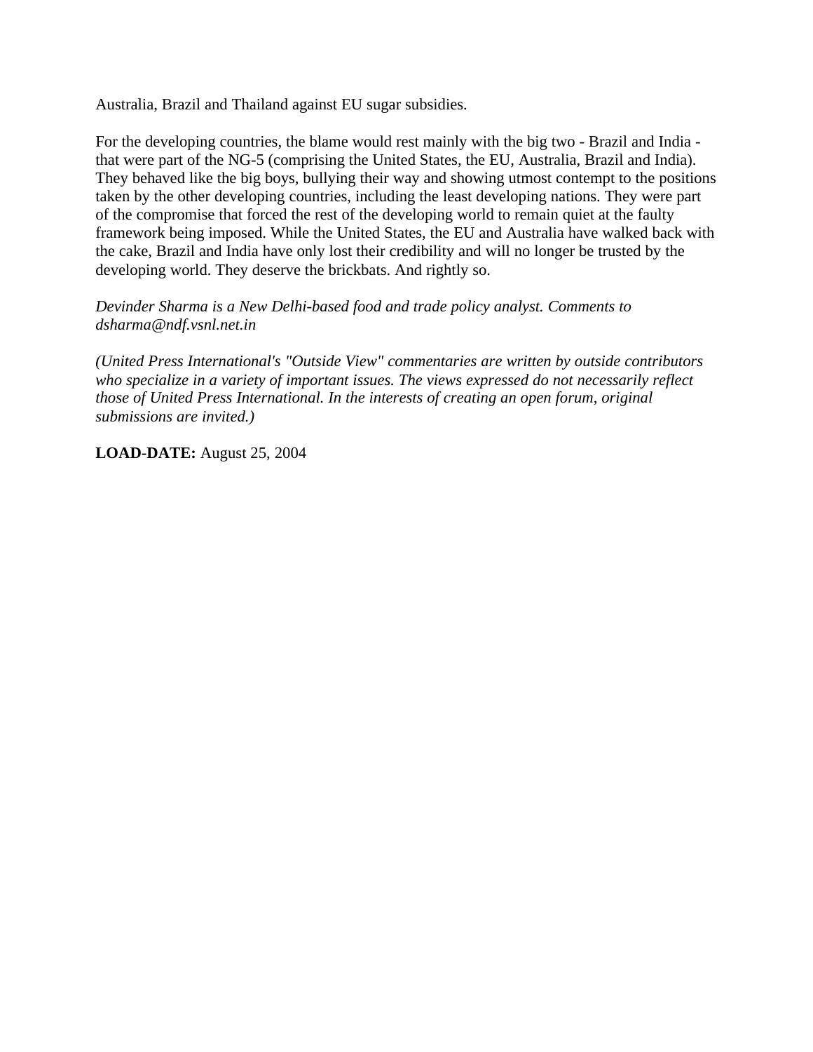Australia, Brazil and Thailand against EU sugar subsidies.

For the developing countries, the blame would rest mainly with the big two - Brazil and India - that were part of the NG-5 (comprising the United States, the EU, Australia, Brazil and India). They behaved like the big boys, bullying their way and showing utmost contempt to the positions taken by the other developing countries, including the least developing nations. They were part of the compromise that forced the rest of the developing world to remain quiet at the faulty framework being imposed. While the United States, the EU and Australia have walked back with the cake, Brazil and India have only lost their credibility and will no longer be trusted by the developing world. They deserve the brickbats. And rightly so.

*Devinder Sharma is a New Delhi-based food and trade policy analyst. Comments to dsharma@ndf.vsnl.net.in*

*(United Press International's "Outside View" commentaries are written by outside contributors who specialize in a variety of important issues. The views expressed do not necessarily reflect those of United Press International. In the interests of creating an open forum, original submissions are invited.)*

**LOAD-DATE:** August 25, 2004